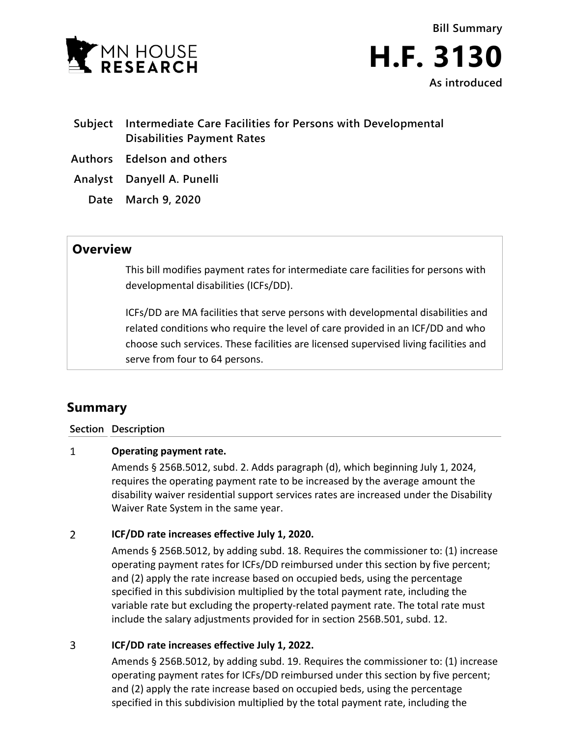MN HOUSE RESEARCH

Bill Summary

# H.F. 3130

As introduced

**Subject** Intermediate Care Facilities for Persons with Developmental Disabilities Payment Rates

**Authors** Edelson and others

**Analyst** Danyell A. Punelli

**Date** March 9, 2020

## Overview

This bill modifies payment rates for intermediate care facilities for persons with developmental disabilities (ICFs/DD).

ICFs/DD are MA facilities that serve persons with developmental disabilities and related conditions who require the level of care provided in an ICF/DD and who choose such services. These facilities are licensed supervised living facilities and serve from four to 64 persons.

## Summary

| Section | Description |
|---|---|
| 1 | **Operating payment rate.**<br>Amends § 256B.5012, subd. 2. Adds paragraph (d), which beginning July 1, 2024, requires the operating payment rate to be increased by the average amount the disability waiver residential support services rates are increased under the Disability Waiver Rate System in the same year. |
| 2 | **ICF/DD rate increases effective July 1, 2020.**<br>Amends § 256B.5012, by adding subd. 18. Requires the commissioner to: (1) increase operating payment rates for ICFs/DD reimbursed under this section by five percent; and (2) apply the rate increase based on occupied beds, using the percentage specified in this subdivision multiplied by the total payment rate, including the variable rate but excluding the property-related payment rate. The total rate must include the salary adjustments provided for in section 256B.501, subd. 12. |
| 3 | **ICF/DD rate increases effective July 1, 2022.**<br>Amends § 256B.5012, by adding subd. 19. Requires the commissioner to: (1) increase operating payment rates for ICFs/DD reimbursed under this section by five percent; and (2) apply the rate increase based on occupied beds, using the percentage specified in this subdivision multiplied by the total payment rate, including the |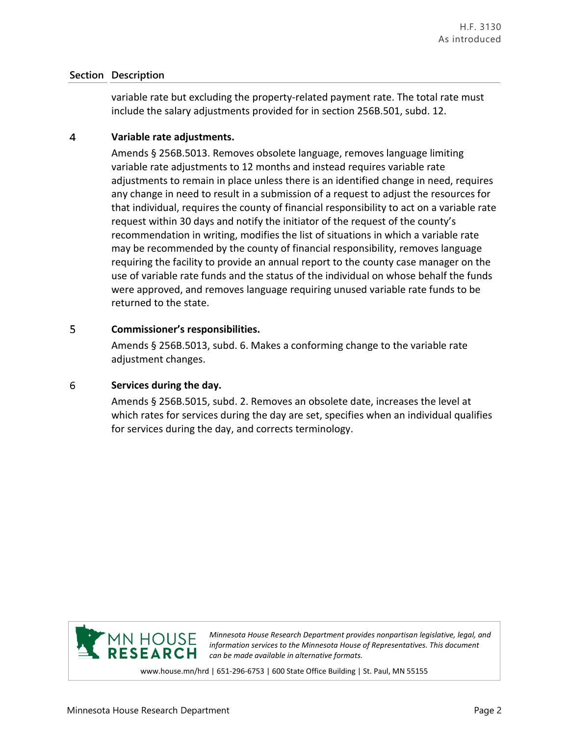| Section | Description |
|---|---|
| | variable rate but excluding the property-related payment rate. The total rate must include the salary adjustments provided for in section 256B.501, subd. 12. |
| 4 | **Variable rate adjustments.**<br>Amends § 256B.5013. Removes obsolete language, removes language limiting variable rate adjustments to 12 months and instead requires variable rate adjustments to remain in place unless there is an identified change in need, requires any change in need to result in a submission of a request to adjust the resources for that individual, requires the county of financial responsibility to act on a variable rate request within 30 days and notify the initiator of the request of the county's recommendation in writing, modifies the list of situations in which a variable rate may be recommended by the county of financial responsibility, removes language requiring the facility to provide an annual report to the county case manager on the use of variable rate funds and the status of the individual on whose behalf the funds were approved, and removes language requiring unused variable rate funds to be returned to the state. |
| 5 | **Commissioner's responsibilities.**<br>Amends § 256B.5013, subd. 6. Makes a conforming change to the variable rate adjustment changes. |
| 6 | **Services during the day.**<br>Amends § 256B.5015, subd. 2. Removes an obsolete date, increases the level at which rates for services during the day are set, specifies when an individual qualifies for services during the day, and corrects terminology. |

MN HOUSE RESEARCH

*Minnesota House Research Department provides nonpartisan legislative, legal, and information services to the Minnesota House of Representatives. This document can be made available in alternative formats.*

www.house.mn/hrd | 651-296-6753 | 600 State Office Building | St. Paul, MN 55155